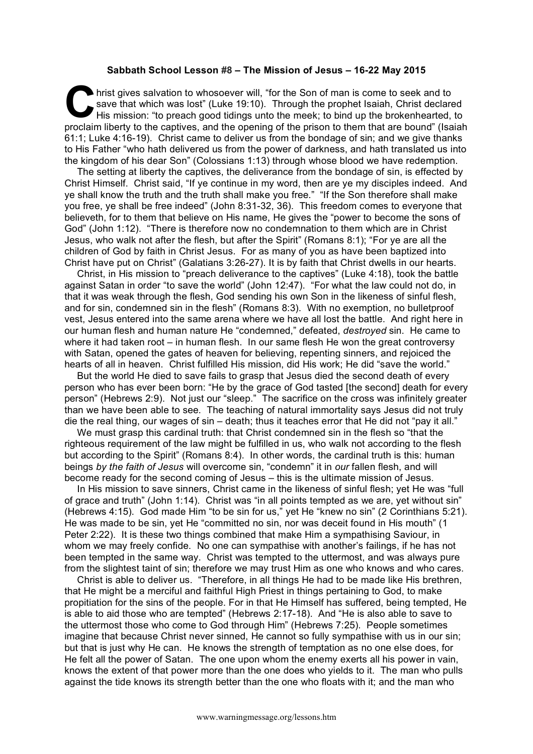**Sabbath School Lesson #8 – The Mission of Jesus – 16-22 May 2015**

Christ gives salvation to whosoever will, "for the Son of man is come to seek and to save that which was lost" (Luke 19:10). Through the prophet Isaiah, Christ declared His mission: "to preach good tidings unto the meek; to bind up the brokenhearted, to proclaim liberty to the captives, and the opening of the prison to them that are bound" (Isaiah 61:1; Luke 4:16-19). Christ came to deliver us from the bondage of sin; and we give thanks to His Father "who hath delivered us from the power of darkness, and hath translated us into the kingdom of his dear Son" (Colossians 1:13) through whose blood we have redemption.

The setting at liberty the captives, the deliverance from the bondage of sin, is effected by Christ Himself. Christ said, "If ye continue in my word, then are ye my disciples indeed. And ye shall know the truth and the truth shall make you free." "If the Son therefore shall make you free, ye shall be free indeed" (John 8:31-32, 36). This freedom comes to everyone that believeth, for to them that believe on His name, He gives the "power to become the sons of God" (John 1:12). "There is therefore now no condemnation to them which are in Christ Jesus, who walk not after the flesh, but after the Spirit" (Romans 8:1); "For ye are all the children of God by faith in Christ Jesus. For as many of you as have been baptized into Christ have put on Christ" (Galatians 3:26-27). It is by faith that Christ dwells in our hearts.

Christ, in His mission to "preach deliverance to the captives" (Luke 4:18), took the battle against Satan in order "to save the world" (John 12:47). "For what the law could not do, in that it was weak through the flesh, God sending his own Son in the likeness of sinful flesh, and for sin, condemned sin in the flesh" (Romans 8:3). With no exemption, no bulletproof vest, Jesus entered into the same arena where we have all lost the battle. And right here in our human flesh and human nature He "condemned," defeated, *destroyed* sin. He came to where it had taken root – in human flesh. In our same flesh He won the great controversy with Satan, opened the gates of heaven for believing, repenting sinners, and rejoiced the hearts of all in heaven. Christ fulfilled His mission, did His work; He did "save the world."

But the world He died to save fails to grasp that Jesus died the second death of every person who has ever been born: "He by the grace of God tasted [the second] death for every person" (Hebrews 2:9). Not just our "sleep." The sacrifice on the cross was infinitely greater than we have been able to see. The teaching of natural immortality says Jesus did not truly die the real thing, our wages of sin – death; thus it teaches error that He did not "pay it all."

We must grasp this cardinal truth: that Christ condemned sin in the flesh so "that the righteous requirement of the law might be fulfilled in us, who walk not according to the flesh but according to the Spirit" (Romans 8:4). In other words, the cardinal truth is this: human beings *by the faith of Jesus* will overcome sin, "condemn" it in *our* fallen flesh, and will become ready for the second coming of Jesus – this is the ultimate mission of Jesus.

In His mission to save sinners, Christ came in the likeness of sinful flesh; yet He was "full of grace and truth" (John 1:14). Christ was "in all points tempted as we are, yet without sin" (Hebrews 4:15). God made Him "to be sin for us," yet He "knew no sin" (2 Corinthians 5:21). He was made to be sin, yet He "committed no sin, nor was deceit found in His mouth" (1 Peter 2:22). It is these two things combined that make Him a sympathising Saviour, in whom we may freely confide. No one can sympathise with another's failings, if he has not been tempted in the same way. Christ was tempted to the uttermost, and was always pure from the slightest taint of sin; therefore we may trust Him as one who knows and who cares.

Christ is able to deliver us. "Therefore, in all things He had to be made like His brethren, that He might be a merciful and faithful High Priest in things pertaining to God, to make propitiation for the sins of the people. For in that He Himself has suffered, being tempted, He is able to aid those who are tempted" (Hebrews 2:17-18). And "He is also able to save to the uttermost those who come to God through Him" (Hebrews 7:25). People sometimes imagine that because Christ never sinned, He cannot so fully sympathise with us in our sin; but that is just why He can. He knows the strength of temptation as no one else does, for He felt all the power of Satan. The one upon whom the enemy exerts all his power in vain, knows the extent of that power more than the one does who yields to it. The man who pulls against the tide knows its strength better than the one who floats with it; and the man who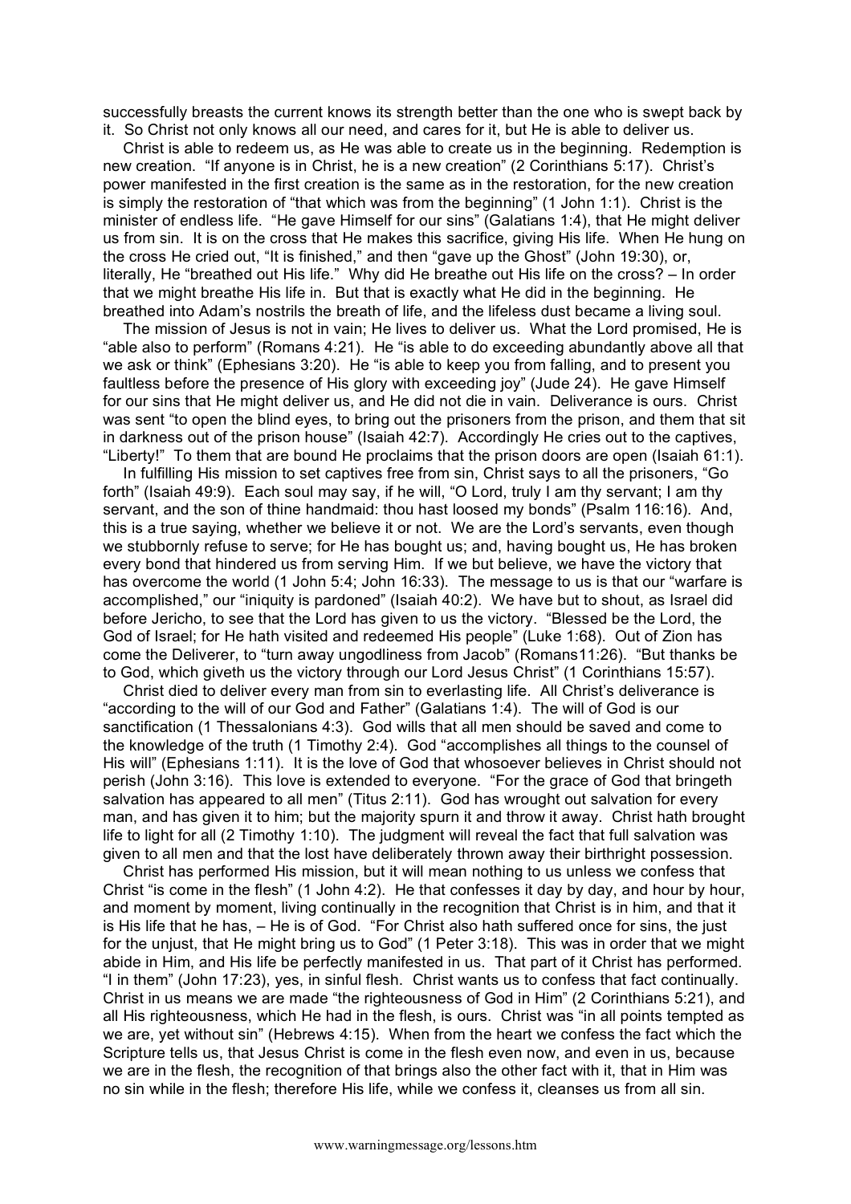successfully breasts the current knows its strength better than the one who is swept back by it. So Christ not only knows all our need, and cares for it, but He is able to deliver us.

Christ is able to redeem us, as He was able to create us in the beginning. Redemption is new creation. "If anyone is in Christ, he is a new creation" (2 Corinthians 5:17). Christ's power manifested in the first creation is the same as in the restoration, for the new creation is simply the restoration of "that which was from the beginning" (1 John 1:1). Christ is the minister of endless life. "He gave Himself for our sins" (Galatians 1:4), that He might deliver us from sin. It is on the cross that He makes this sacrifice, giving His life. When He hung on the cross He cried out, "It is finished," and then "gave up the Ghost" (John 19:30), or, literally, He "breathed out His life." Why did He breathe out His life on the cross? – In order that we might breathe His life in. But that is exactly what He did in the beginning. He breathed into Adam's nostrils the breath of life, and the lifeless dust became a living soul.

The mission of Jesus is not in vain; He lives to deliver us. What the Lord promised, He is "able also to perform" (Romans 4:21). He "is able to do exceeding abundantly above all that we ask or think" (Ephesians 3:20). He "is able to keep you from falling, and to present you faultless before the presence of His glory with exceeding joy" (Jude 24). He gave Himself for our sins that He might deliver us, and He did not die in vain. Deliverance is ours. Christ was sent "to open the blind eyes, to bring out the prisoners from the prison, and them that sit in darkness out of the prison house" (Isaiah 42:7). Accordingly He cries out to the captives, "Liberty!" To them that are bound He proclaims that the prison doors are open (Isaiah 61:1).

In fulfilling His mission to set captives free from sin, Christ says to all the prisoners, "Go forth" (Isaiah 49:9). Each soul may say, if he will, "O Lord, truly I am thy servant; I am thy servant, and the son of thine handmaid: thou hast loosed my bonds" (Psalm 116:16). And, this is a true saying, whether we believe it or not. We are the Lord's servants, even though we stubbornly refuse to serve; for He has bought us; and, having bought us, He has broken every bond that hindered us from serving Him. If we but believe, we have the victory that has overcome the world (1 John 5:4; John 16:33). The message to us is that our "warfare is accomplished," our "iniquity is pardoned" (Isaiah 40:2). We have but to shout, as Israel did before Jericho, to see that the Lord has given to us the victory. "Blessed be the Lord, the God of Israel; for He hath visited and redeemed His people" (Luke 1:68). Out of Zion has come the Deliverer, to "turn away ungodliness from Jacob" (Romans11:26). "But thanks be to God, which giveth us the victory through our Lord Jesus Christ" (1 Corinthians 15:57).

Christ died to deliver every man from sin to everlasting life. All Christ's deliverance is "according to the will of our God and Father" (Galatians 1:4). The will of God is our sanctification (1 Thessalonians 4:3). God wills that all men should be saved and come to the knowledge of the truth (1 Timothy 2:4). God "accomplishes all things to the counsel of His will" (Ephesians 1:11). It is the love of God that whosoever believes in Christ should not perish (John 3:16). This love is extended to everyone. "For the grace of God that bringeth salvation has appeared to all men" (Titus 2:11). God has wrought out salvation for every man, and has given it to him; but the majority spurn it and throw it away. Christ hath brought life to light for all (2 Timothy 1:10). The judgment will reveal the fact that full salvation was given to all men and that the lost have deliberately thrown away their birthright possession.

Christ has performed His mission, but it will mean nothing to us unless we confess that Christ "is come in the flesh" (1 John 4:2). He that confesses it day by day, and hour by hour, and moment by moment, living continually in the recognition that Christ is in him, and that it is His life that he has, – He is of God. "For Christ also hath suffered once for sins, the just for the unjust, that He might bring us to God" (1 Peter 3:18). This was in order that we might abide in Him, and His life be perfectly manifested in us. That part of it Christ has performed. "I in them" (John 17:23), yes, in sinful flesh. Christ wants us to confess that fact continually. Christ in us means we are made "the righteousness of God in Him" (2 Corinthians 5:21), and all His righteousness, which He had in the flesh, is ours. Christ was "in all points tempted as we are, yet without sin" (Hebrews 4:15). When from the heart we confess the fact which the Scripture tells us, that Jesus Christ is come in the flesh even now, and even in us, because we are in the flesh, the recognition of that brings also the other fact with it, that in Him was no sin while in the flesh; therefore His life, while we confess it, cleanses us from all sin.